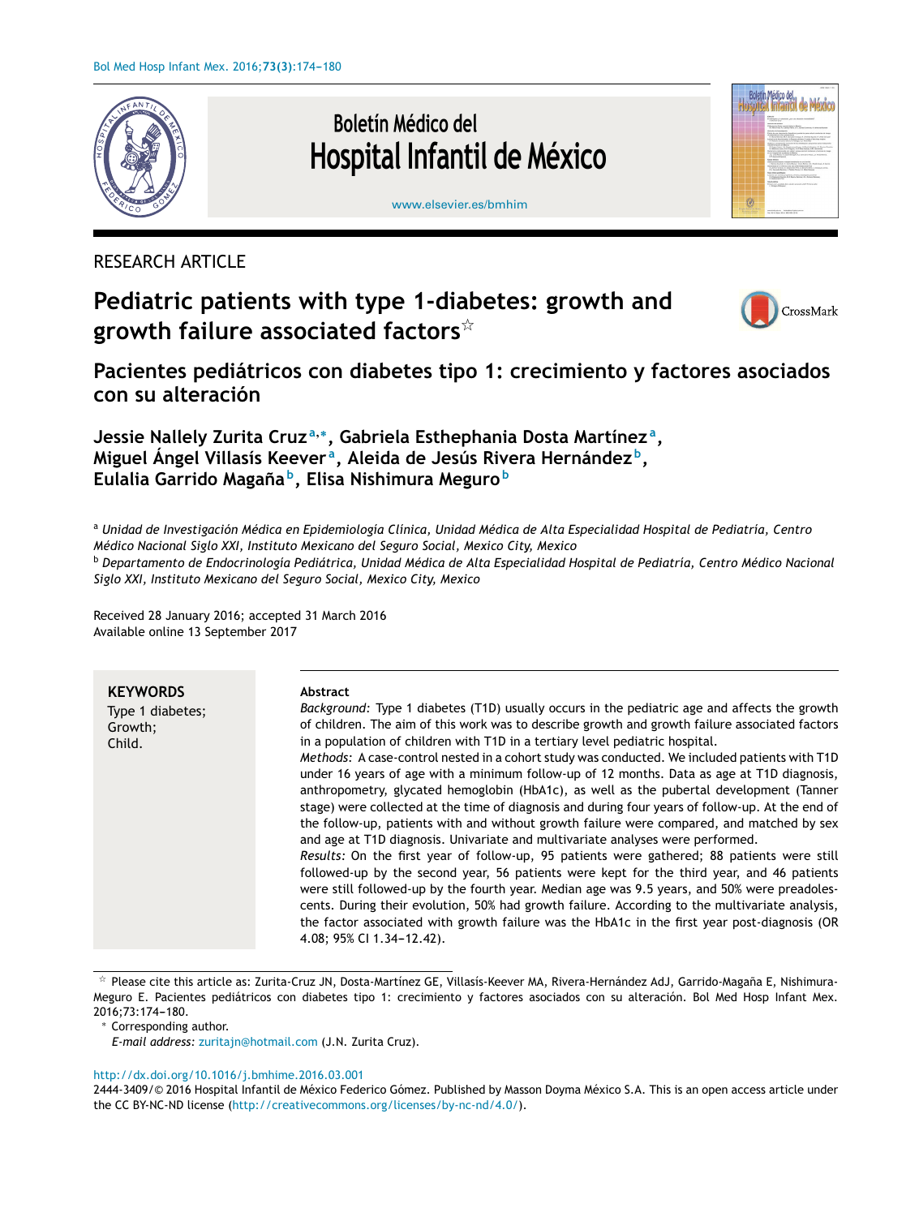RESEARCH ARTICLE

# Pediatric patients with type 1-diabetes: growth and growth failure associated factors☆

## Pacientes pediátricos con diabetes tipo 1: crecimiento y factores asociados con su alteración

**Jessie Nallely Zurita Cruz**[a,*], **Gabriela Esthephania Dosta Martínez**[a], **Miguel Ángel Villasís Keever**[a], **Aleida de Jesús Rivera Hernández**[b], **Eulalia Garrido Magaña**[b], **Elisa Nishimura Meguro**[b]

[a] *Unidad de Investigación Médica en Epidemiología Clínica, Unidad Médica de Alta Especialidad Hospital de Pediatría, Centro Médico Nacional Siglo XXI, Instituto Mexicano del Seguro Social, Mexico City, Mexico*

[b] *Departamento de Endocrinología Pediátrica, Unidad Médica de Alta Especialidad Hospital de Pediatría, Centro Médico Nacional Siglo XXI, Instituto Mexicano del Seguro Social, Mexico City, Mexico*

Received 28 January 2016; accepted 31 March 2016
Available online 13 September 2017

**KEYWORDS**
Type 1 diabetes;
Growth;
Child.

**Abstract**

*Background:* Type 1 diabetes (T1D) usually occurs in the pediatric age and affects the growth of children. The aim of this work was to describe growth and growth failure associated factors in a population of children with T1D in a tertiary level pediatric hospital.

*Methods:* A case-control nested in a cohort study was conducted. We included patients with T1D under 16 years of age with a minimum follow-up of 12 months. Data as age at T1D diagnosis, anthropometry, glycated hemoglobin (HbA1c), as well as the pubertal development (Tanner stage) were collected at the time of diagnosis and during four years of follow-up. At the end of the follow-up, patients with and without growth failure were compared, and matched by sex and age at T1D diagnosis. Univariate and multivariate analyses were performed.

*Results:* On the first year of follow-up, 95 patients were gathered; 88 patients were still followed-up by the second year, 56 patients were kept for the third year, and 46 patients were still followed-up by the fourth year. Median age was 9.5 years, and 50% were preadolescents. During their evolution, 50% had growth failure. According to the multivariate analysis, the factor associated with growth failure was the HbA1c in the first year post-diagnosis (OR 4.08; 95% CI 1.34–12.42).

☆ Please cite this article as: Zurita-Cruz JN, Dosta-Martínez GE, Villasís-Keever MA, Rivera-Hernández AdJ, Garrido-Magaña E, Nishimura-Meguro E. Pacientes pediátricos con diabetes tipo 1: crecimiento y factores asociados con su alteración. Bol Med Hosp Infant Mex. 2016;73:174–180.

\* Corresponding author.
*E-mail address:* zuritajn@hotmail.com (J.N. Zurita Cruz).

http://dx.doi.org/10.1016/j.bmhime.2016.03.001
2444-3409/© 2016 Hospital Infantil de México Federico Gómez. Published by Masson Doyma México S.A. This is an open access article under the CC BY-NC-ND license (http://creativecommons.org/licenses/by-nc-nd/4.0/).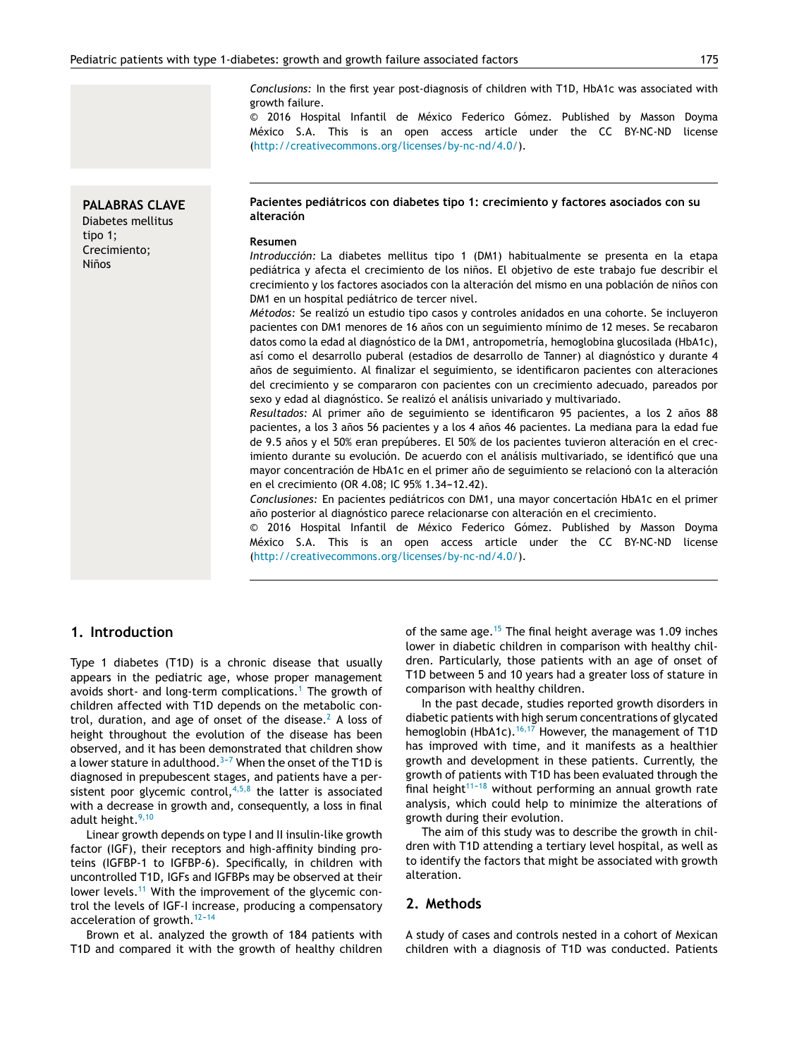*Conclusions:* In the first year post-diagnosis of children with T1D, HbA1c was associated with growth failure.

© 2016 Hospital Infantil de México Federico Gómez. Published by Masson Doyma México S.A. This is an open access article under the CC BY-NC-ND license (http://creativecommons.org/licenses/by-nc-nd/4.0/).

**PALABRAS CLAVE**
Diabetes mellitus tipo 1;
Crecimiento;
Niños

**Pacientes pediátricos con diabetes tipo 1: crecimiento y factores asociados con su alteración**

**Resumen**

*Introducción:* La diabetes mellitus tipo 1 (DM1) habitualmente se presenta en la etapa pediátrica y afecta el crecimiento de los niños. El objetivo de este trabajo fue describir el crecimiento y los factores asociados con la alteración del mismo en una población de niños con DM1 en un hospital pediátrico de tercer nivel.

*Métodos:* Se realizó un estudio tipo casos y controles anidados en una cohorte. Se incluyeron pacientes con DM1 menores de 16 años con un seguimiento mínimo de 12 meses. Se recabaron datos como la edad al diagnóstico de la DM1, antropometría, hemoglobina glucosilada (HbA1c), así como el desarrollo puberal (estadios de desarrollo de Tanner) al diagnóstico y durante 4 años de seguimiento. Al finalizar el seguimiento, se identificaron pacientes con alteraciones del crecimiento y se compararon con pacientes con un crecimiento adecuado, pareados por sexo y edad al diagnóstico. Se realizó el análisis univariado y multivariado.

*Resultados:* Al primer año de seguimiento se identificaron 95 pacientes, a los 2 años 88 pacientes, a los 3 años 56 pacientes y a los 4 años 46 pacientes. La mediana para la edad fue de 9.5 años y el 50% eran prepúberes. El 50% de los pacientes tuvieron alteración en el crecimiento durante su evolución. De acuerdo con el análisis multivariado, se identificó que una mayor concentración de HbA1c en el primer año de seguimiento se relacionó con la alteración en el crecimiento (OR 4.08; IC 95% 1.34−12.42).

*Conclusiones:* En pacientes pediátricos con DM1, una mayor concertación HbA1c en el primer año posterior al diagnóstico parece relacionarse con alteración en el crecimiento.

© 2016 Hospital Infantil de México Federico Gómez. Published by Masson Doyma México S.A. This is an open access article under the CC BY-NC-ND license (http://creativecommons.org/licenses/by-nc-nd/4.0/).

## 1. Introduction

Type 1 diabetes (T1D) is a chronic disease that usually appears in the pediatric age, whose proper management avoids short- and long-term complications.[1] The growth of children affected with T1D depends on the metabolic control, duration, and age of onset of the disease.[2] A loss of height throughout the evolution of the disease has been observed, and it has been demonstrated that children show a lower stature in adulthood.[3–7] When the onset of the T1D is diagnosed in prepubescent stages, and patients have a persistent poor glycemic control,[4,5,8] the latter is associated with a decrease in growth and, consequently, a loss in final adult height.[9,10]

Linear growth depends on type I and II insulin-like growth factor (IGF), their receptors and high-affinity binding proteins (IGFBP-1 to IGFBP-6). Specifically, in children with uncontrolled T1D, IGFs and IGFBPs may be observed at their lower levels.[11] With the improvement of the glycemic control the levels of IGF-I increase, producing a compensatory acceleration of growth.[12–14]

Brown et al. analyzed the growth of 184 patients with T1D and compared it with the growth of healthy children of the same age.[15] The final height average was 1.09 inches lower in diabetic children in comparison with healthy children. Particularly, those patients with an age of onset of T1D between 5 and 10 years had a greater loss of stature in comparison with healthy children.

In the past decade, studies reported growth disorders in diabetic patients with high serum concentrations of glycated hemoglobin (HbA1c).[16,17] However, the management of T1D has improved with time, and it manifests as a healthier growth and development in these patients. Currently, the growth of patients with T1D has been evaluated through the final height[11–18] without performing an annual growth rate analysis, which could help to minimize the alterations of growth during their evolution.

The aim of this study was to describe the growth in children with T1D attending a tertiary level hospital, as well as to identify the factors that might be associated with growth alteration.

## 2. Methods

A study of cases and controls nested in a cohort of Mexican children with a diagnosis of T1D was conducted. Patients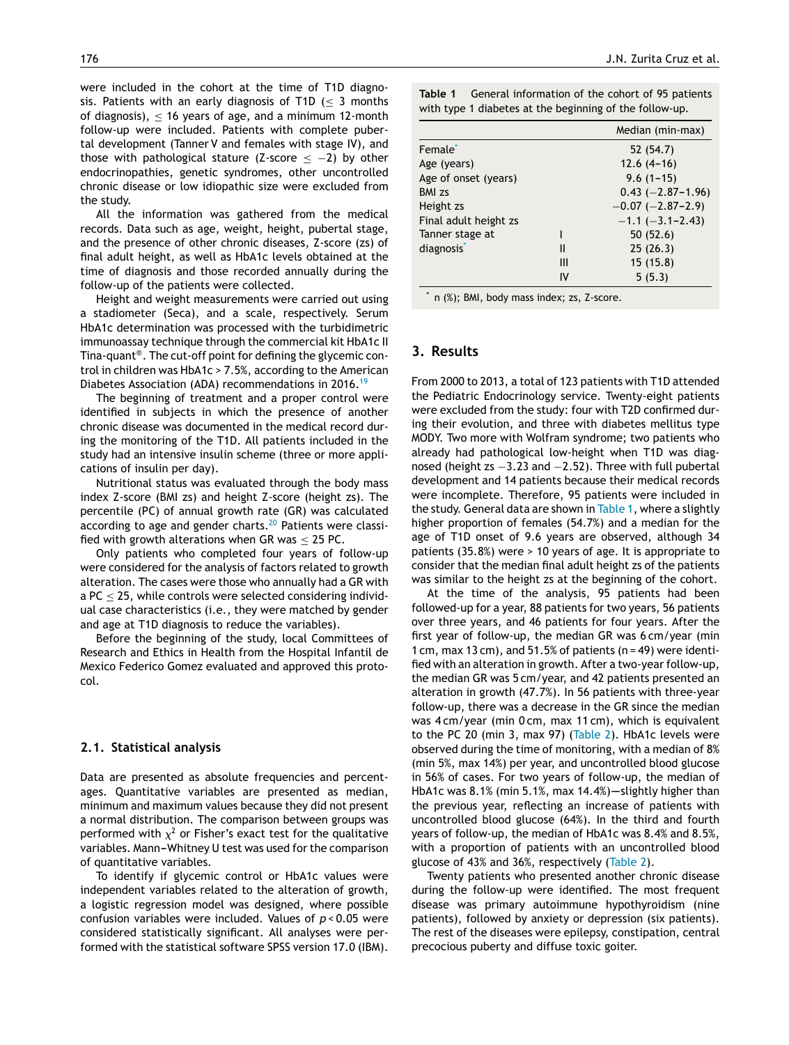were included in the cohort at the time of T1D diagnosis. Patients with an early diagnosis of T1D ($\leq$ 3 months of diagnosis), $\leq$ 16 years of age, and a minimum 12-month follow-up were included. Patients with complete pubertal development (Tanner V and females with stage IV), and those with pathological stature (Z-score $\leq -2$) by other endocrinopathies, genetic syndromes, other uncontrolled chronic disease or low idiopathic size were excluded from the study.

All the information was gathered from the medical records. Data such as age, weight, height, pubertal stage, and the presence of other chronic diseases, Z-score (zs) of final adult height, as well as HbA1c levels obtained at the time of diagnosis and those recorded annually during the follow-up of the patients were collected.

Height and weight measurements were carried out using a stadiometer (Seca), and a scale, respectively. Serum HbA1c determination was processed with the turbidimetric immunoassay technique through the commercial kit HbA1c II Tina-quant®. The cut-off point for defining the glycemic control in children was HbA1c > 7.5%, according to the American Diabetes Association (ADA) recommendations in 2016.[19]

The beginning of treatment and a proper control were identified in subjects in which the presence of another chronic disease was documented in the medical record during the monitoring of the T1D. All patients included in the study had an intensive insulin scheme (three or more applications of insulin per day).

Nutritional status was evaluated through the body mass index Z-score (BMI zs) and height Z-score (height zs). The percentile (PC) of annual growth rate (GR) was calculated according to age and gender charts.[20] Patients were classified with growth alterations when GR was $\leq$ 25 PC.

Only patients who completed four years of follow-up were considered for the analysis of factors related to growth alteration. The cases were those who annually had a GR with a PC $\leq$ 25, while controls were selected considering individual case characteristics (i.e., they were matched by gender and age at T1D diagnosis to reduce the variables).

Before the beginning of the study, local Committees of Research and Ethics in Health from the Hospital Infantil de Mexico Federico Gomez evaluated and approved this protocol.

## 2.1. Statistical analysis

Data are presented as absolute frequencies and percentages. Quantitative variables are presented as median, minimum and maximum values because they did not present a normal distribution. The comparison between groups was performed with $\chi^2$ or Fisher's exact test for the qualitative variables. Mann–Whitney U test was used for the comparison of quantitative variables.

To identify if glycemic control or HbA1c values were independent variables related to the alteration of growth, a logistic regression model was designed, where possible confusion variables were included. Values of $p < 0.05$ were considered statistically significant. All analyses were performed with the statistical software SPSS version 17.0 (IBM).

**Table 1** General information of the cohort of 95 patients with type 1 diabetes at the beginning of the follow-up.

| | | Median (min-max) |
|---|---|---|
| Female* | | 52 (54.7) |
| Age (years) | | 12.6 (4–16) |
| Age of onset (years) | | 9.6 (1–15) |
| BMI zs | | 0.43 (−2.87–1.96) |
| Height zs | | −0.07 (−2.87–2.9) |
| Final adult height zs | | −1.1 (−3.1–2.43) |
| Tanner stage at diagnosis* | I | 50 (52.6) |
| | II | 25 (26.3) |
| | III | 15 (15.8) |
| | IV | 5 (5.3) |

* n (%); BMI, body mass index; zs, Z-score.

## 3. Results

From 2000 to 2013, a total of 123 patients with T1D attended the Pediatric Endocrinology service. Twenty-eight patients were excluded from the study: four with T2D confirmed during their evolution, and three with diabetes mellitus type MODY. Two more with Wolfram syndrome; two patients who already had pathological low-height when T1D was diagnosed (height zs −3.23 and −2.52). Three with full pubertal development and 14 patients because their medical records were incomplete. Therefore, 95 patients were included in the study. General data are shown in Table 1, where a slightly higher proportion of females (54.7%) and a median for the age of T1D onset of 9.6 years are observed, although 34 patients (35.8%) were > 10 years of age. It is appropriate to consider that the median final adult height zs of the patients was similar to the height zs at the beginning of the cohort.

At the time of the analysis, 95 patients had been followed-up for a year, 88 patients for two years, 56 patients over three years, and 46 patients for four years. After the first year of follow-up, the median GR was 6 cm/year (min 1 cm, max 13 cm), and 51.5% of patients (n = 49) were identified with an alteration in growth. After a two-year follow-up, the median GR was 5 cm/year, and 42 patients presented an alteration in growth (47.7%). In 56 patients with three-year follow-up, there was a decrease in the GR since the median was 4 cm/year (min 0 cm, max 11 cm), which is equivalent to the PC 20 (min 3, max 97) (Table 2). HbA1c levels were observed during the time of monitoring, with a median of 8% (min 5%, max 14%) per year, and uncontrolled blood glucose in 56% of cases. For two years of follow-up, the median of HbA1c was 8.1% (min 5.1%, max 14.4%)—slightly higher than the previous year, reflecting an increase of patients with uncontrolled blood glucose (64%). In the third and fourth years of follow-up, the median of HbA1c was 8.4% and 8.5%, with a proportion of patients with an uncontrolled blood glucose of 43% and 36%, respectively (Table 2).

Twenty patients who presented another chronic disease during the follow-up were identified. The most frequent disease was primary autoimmune hypothyroidism (nine patients), followed by anxiety or depression (six patients). The rest of the diseases were epilepsy, constipation, central precocious puberty and diffuse toxic goiter.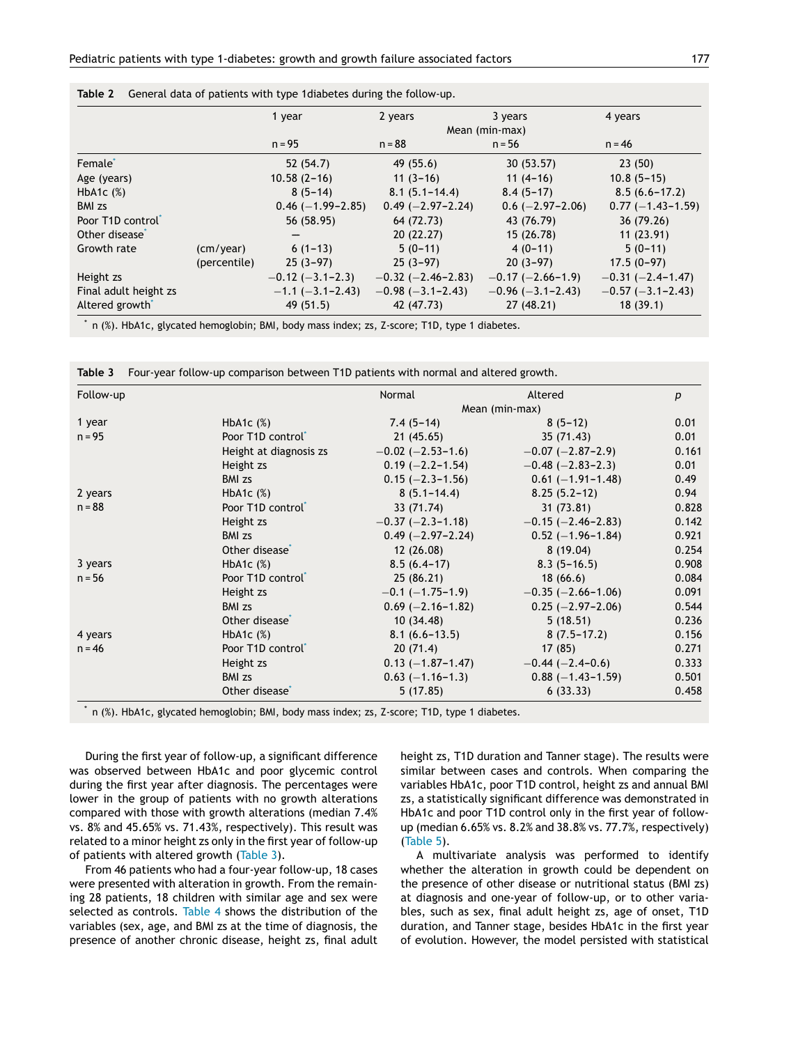**Table 2** General data of patients with type 1diabetes during the follow-up.

| | | 1 year | 2 years | 3 years | 4 years |
|---|---|---|---|---|---|
| | | Mean (min-max) | | | |
| | | n = 95 | n = 88 | n = 56 | n = 46 |
| Female* | | 52 (54.7) | 49 (55.6) | 30 (53.57) | 23 (50) |
| Age (years) | | 10.58 (2–16) | 11 (3–16) | 11 (4–16) | 10.8 (5–15) |
| HbA1c (%) | | 8 (5–14) | 8.1 (5.1–14.4) | 8.4 (5–17) | 8.5 (6.6–17.2) |
| BMI zs | | 0.46 (−1.99–2.85) | 0.49 (−2.97–2.24) | 0.6 (−2.97–2.06) | 0.77 (−1.43–1.59) |
| Poor T1D control* | | 56 (58.95) | 64 (72.73) | 43 (76.79) | 36 (79.26) |
| Other disease* | | — | 20 (22.27) | 15 (26.78) | 11 (23.91) |
| Growth rate | (cm/year) | 6 (1–13) | 5 (0–11) | 4 (0–11) | 5 (0–11) |
| | (percentile) | 25 (3–97) | 25 (3–97) | 20 (3–97) | 17.5 (0–97) |
| Height zs | | −0.12 (−3.1–2.3) | −0.32 (−2.46–2.83) | −0.17 (−2.66–1.9) | −0.31 (−2.4–1.47) |
| Final adult height zs | | −1.1 (−3.1–2.43) | −0.98 (−3.1–2.43) | −0.96 (−3.1–2.43) | −0.57 (−3.1–2.43) |
| Altered growth* | | 49 (51.5) | 42 (47.73) | 27 (48.21) | 18 (39.1) |

* n (%). HbA1c, glycated hemoglobin; BMI, body mass index; zs, Z-score; T1D, type 1 diabetes.

**Table 3** Four-year follow-up comparison between T1D patients with normal and altered growth.

| Follow-up | | Normal | Altered | p |
|---|---|---|---|---|
| | | Mean (min-max) | | |
| 1 year | HbA1c (%) | 7.4 (5–14) | 8 (5–12) | 0.01 |
| n = 95 | Poor T1D control* | 21 (45.65) | 35 (71.43) | 0.01 |
| | Height at diagnosis zs | −0.02 (−2.53–1.6) | −0.07 (−2.87–2.9) | 0.161 |
| | Height zs | 0.19 (−2.2–1.54) | −0.48 (−2.83–2.3) | 0.01 |
| | BMI zs | 0.15 (−2.3–1.56) | 0.61 (−1.91–1.48) | 0.49 |
| 2 years | HbA1c (%) | 8 (5.1–14.4) | 8.25 (5.2–12) | 0.94 |
| n = 88 | Poor T1D control* | 33 (71.74) | 31 (73.81) | 0.828 |
| | Height zs | −0.37 (−2.3–1.18) | −0.15 (−2.46–2.83) | 0.142 |
| | BMI zs | 0.49 (−2.97–2.24) | 0.52 (−1.96–1.84) | 0.921 |
| | Other disease* | 12 (26.08) | 8 (19.04) | 0.254 |
| 3 years | HbA1c (%) | 8.5 (6.4–17) | 8.3 (5–16.5) | 0.908 |
| n = 56 | Poor T1D control* | 25 (86.21) | 18 (66.6) | 0.084 |
| | Height zs | −0.1 (−1.75–1.9) | −0.35 (−2.66–1.06) | 0.091 |
| | BMI zs | 0.69 (−2.16–1.82) | 0.25 (−2.97–2.06) | 0.544 |
| | Other disease* | 10 (34.48) | 5 (18.51) | 0.236 |
| 4 years | HbA1c (%) | 8.1 (6.6–13.5) | 8 (7.5–17.2) | 0.156 |
| n = 46 | Poor T1D control* | 20 (71.4) | 17 (85) | 0.271 |
| | Height zs | 0.13 (−1.87–1.47) | −0.44 (−2.4–0.6) | 0.333 |
| | BMI zs | 0.63 (−1.16–1.3) | 0.88 (−1.43–1.59) | 0.501 |
| | Other disease* | 5 (17.85) | 6 (33.33) | 0.458 |

* n (%). HbA1c, glycated hemoglobin; BMI, body mass index; zs, Z-score; T1D, type 1 diabetes.

During the first year of follow-up, a significant difference was observed between HbA1c and poor glycemic control during the first year after diagnosis. The percentages were lower in the group of patients with no growth alterations compared with those with growth alterations (median 7.4% vs. 8% and 45.65% vs. 71.43%, respectively). This result was related to a minor height zs only in the first year of follow-up of patients with altered growth (Table 3).

From 46 patients who had a four-year follow-up, 18 cases were presented with alteration in growth. From the remaining 28 patients, 18 children with similar age and sex were selected as controls. Table 4 shows the distribution of the variables (sex, age, and BMI zs at the time of diagnosis, the presence of another chronic disease, height zs, final adult height zs, T1D duration and Tanner stage). The results were similar between cases and controls. When comparing the variables HbA1c, poor T1D control, height zs and annual BMI zs, a statistically significant difference was demonstrated in HbA1c and poor T1D control only in the first year of follow-up (median 6.65% vs. 8.2% and 38.8% vs. 77.7%, respectively) (Table 5).

A multivariate analysis was performed to identify whether the alteration in growth could be dependent on the presence of other disease or nutritional status (BMI zs) at diagnosis and one-year of follow-up, or to other variables, such as sex, final adult height zs, age of onset, T1D duration, and Tanner stage, besides HbA1c in the first year of evolution. However, the model persisted with statistical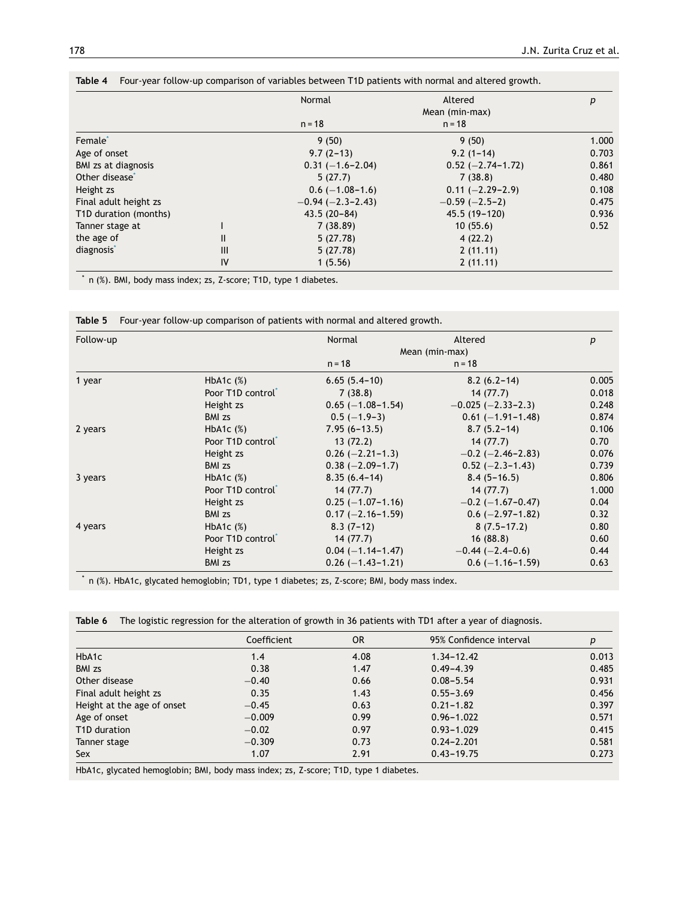**Table 4** Four-year follow-up comparison of variables between T1D patients with normal and altered growth.

| | | Normal | Altered | $p$ |
|---|---|---|---|---|
| | | | Mean (min-max) | |
| | | n = 18 | n = 18 | |
| Female* | | 9 (50) | 9 (50) | 1.000 |
| Age of onset | | 9.7 (2–13) | 9.2 (1–14) | 0.703 |
| BMI zs at diagnosis | | 0.31 (−1.6–2.04) | 0.52 (−2.74–1.72) | 0.861 |
| Other disease* | | 5 (27.7) | 7 (38.8) | 0.480 |
| Height zs | | 0.6 (−1.08–1.6) | 0.11 (−2.29–2.9) | 0.108 |
| Final adult height zs | | −0.94 (−2.3–2.43) | −0.59 (−2.5–2) | 0.475 |
| T1D duration (months) | | 43.5 (20–84) | 45.5 (19–120) | 0.936 |
| Tanner stage at the age of diagnosis* | I | 7 (38.89) | 10 (55.6) | 0.52 |
| | II | 5 (27.78) | 4 (22.2) | |
| | III | 5 (27.78) | 2 (11.11) | |
| | IV | 1 (5.56) | 2 (11.11) | |

* n (%). BMI, body mass index; zs, Z-score; T1D, type 1 diabetes.

**Table 5** Four-year follow-up comparison of patients with normal and altered growth.

| Follow-up | | Normal | Altered | $p$ |
|---|---|---|---|---|
| | | Mean (min-max) | | |
| | | n = 18 | n = 18 | |
| 1 year | HbA1c (%) | 6.65 (5.4–10) | 8.2 (6.2–14) | 0.005 |
| | Poor T1D control* | 7 (38.8) | 14 (77.7) | 0.018 |
| | Height zs | 0.65 (−1.08–1.54) | −0.025 (−2.33–2.3) | 0.248 |
| | BMI zs | 0.5 (−1.9–3) | 0.61 (−1.91–1.48) | 0.874 |
| 2 years | HbA1c (%) | 7.95 (6–13.5) | 8.7 (5.2–14) | 0.106 |
| | Poor T1D control* | 13 (72.2) | 14 (77.7) | 0.70 |
| | Height zs | 0.26 (−2.21–1.3) | −0.2 (−2.46–2.83) | 0.076 |
| | BMI zs | 0.38 (−2.09–1.7) | 0.52 (−2.3–1.43) | 0.739 |
| 3 years | HbA1c (%) | 8.35 (6.4–14) | 8.4 (5–16.5) | 0.806 |
| | Poor T1D control* | 14 (77.7) | 14 (77.7) | 1.000 |
| | Height zs | 0.25 (−1.07–1.16) | −0.2 (−1.67–0.47) | 0.04 |
| | BMI zs | 0.17 (−2.16–1.59) | 0.6 (−2.97–1.82) | 0.32 |
| 4 years | HbA1c (%) | 8.3 (7–12) | 8 (7.5–17.2) | 0.80 |
| | Poor T1D control* | 14 (77.7) | 16 (88.8) | 0.60 |
| | Height zs | 0.04 (−1.14–1.47) | −0.44 (−2.4–0.6) | 0.44 |
| | BMI zs | 0.26 (−1.43–1.21) | 0.6 (−1.16–1.59) | 0.63 |

* n (%). HbA1c, glycated hemoglobin; TD1, type 1 diabetes; zs, Z-score; BMI, body mass index.

**Table 6** The logistic regression for the alteration of growth in 36 patients with TD1 after a year of diagnosis.

| | Coefficient | OR | 95% Confidence interval | $p$ |
|---|---|---|---|---|
| HbA1c | 1.4 | 4.08 | 1.34–12.42 | 0.013 |
| BMI zs | 0.38 | 1.47 | 0.49–4.39 | 0.485 |
| Other disease | −0.40 | 0.66 | 0.08–5.54 | 0.931 |
| Final adult height zs | 0.35 | 1.43 | 0.55–3.69 | 0.456 |
| Height at the age of onset | −0.45 | 0.63 | 0.21–1.82 | 0.397 |
| Age of onset | −0.009 | 0.99 | 0.96–1.022 | 0.571 |
| T1D duration | −0.02 | 0.97 | 0.93–1.029 | 0.415 |
| Tanner stage | −0.309 | 0.73 | 0.24–2.201 | 0.581 |
| Sex | 1.07 | 2.91 | 0.43–19.75 | 0.273 |

HbA1c, glycated hemoglobin; BMI, body mass index; zs, Z-score; T1D, type 1 diabetes.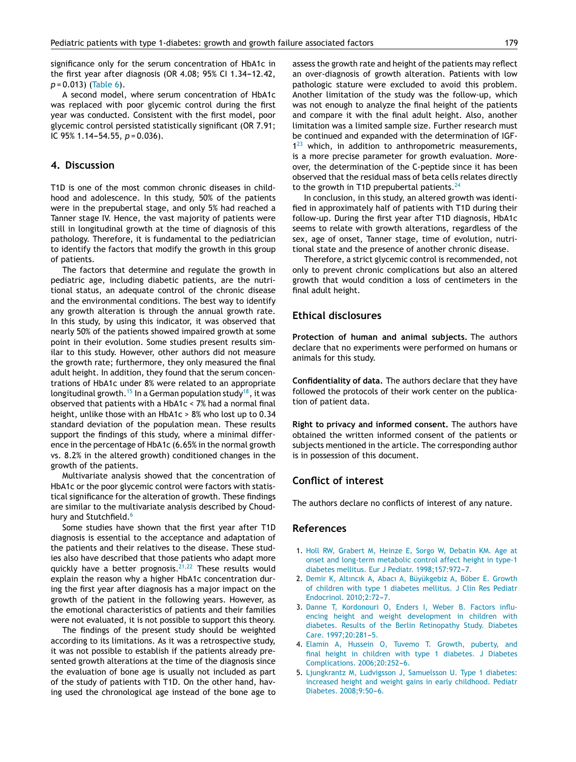significance only for the serum concentration of HbA1c in the first year after diagnosis (OR 4.08; 95% CI 1.34–12.42, $p = 0.013$) (Table 6).

A second model, where serum concentration of HbA1c was replaced with poor glycemic control during the first year was conducted. Consistent with the first model, poor glycemic control persisted statistically significant (OR 7.91; IC 95% 1.14–54.55, $p = 0.036$).

## 4. Discussion

T1D is one of the most common chronic diseases in childhood and adolescence. In this study, 50% of the patients were in the prepubertal stage, and only 5% had reached a Tanner stage IV. Hence, the vast majority of patients were still in longitudinal growth at the time of diagnosis of this pathology. Therefore, it is fundamental to the pediatrician to identify the factors that modify the growth in this group of patients.

The factors that determine and regulate the growth in pediatric age, including diabetic patients, are the nutritional status, an adequate control of the chronic disease and the environmental conditions. The best way to identify any growth alteration is through the annual growth rate. In this study, by using this indicator, it was observed that nearly 50% of the patients showed impaired growth at some point in their evolution. Some studies present results similar to this study. However, other authors did not measure the growth rate; furthermore, they only measured the final adult height. In addition, they found that the serum concentrations of HbA1c under 8% were related to an appropriate longitudinal growth.[15] In a German population study[18], it was observed that patients with a HbA1c < 7% had a normal final height, unlike those with an HbA1c > 8% who lost up to 0.34 standard deviation of the population mean. These results support the findings of this study, where a minimal difference in the percentage of HbA1c (6.65% in the normal growth vs. 8.2% in the altered growth) conditioned changes in the growth of the patients.

Multivariate analysis showed that the concentration of HbA1c or the poor glycemic control were factors with statistical significance for the alteration of growth. These findings are similar to the multivariate analysis described by Choudhury and Stutchfield.[6]

Some studies have shown that the first year after T1D diagnosis is essential to the acceptance and adaptation of the patients and their relatives to the disease. These studies also have described that those patients who adapt more quickly have a better prognosis.[21,22] These results would explain the reason why a higher HbA1c concentration during the first year after diagnosis has a major impact on the growth of the patient in the following years. However, as the emotional characteristics of patients and their families were not evaluated, it is not possible to support this theory.

The findings of the present study should be weighted according to its limitations. As it was a retrospective study, it was not possible to establish if the patients already presented growth alterations at the time of the diagnosis since the evaluation of bone age is usually not included as part of the study of patients with T1D. On the other hand, having used the chronological age instead of the bone age to assess the growth rate and height of the patients may reflect an over-diagnosis of growth alteration. Patients with low pathologic stature were excluded to avoid this problem. Another limitation of the study was the follow-up, which was not enough to analyze the final height of the patients and compare it with the final adult height. Also, another limitation was a limited sample size. Further research must be continued and expanded with the determination of IGF-1[23] which, in addition to anthropometric measurements, is a more precise parameter for growth evaluation. Moreover, the determination of the C-peptide since it has been observed that the residual mass of beta cells relates directly to the growth in T1D prepubertal patients.[24]

In conclusion, in this study, an altered growth was identified in approximately half of patients with T1D during their follow-up. During the first year after T1D diagnosis, HbA1c seems to relate with growth alterations, regardless of the sex, age of onset, Tanner stage, time of evolution, nutritional state and the presence of another chronic disease.

Therefore, a strict glycemic control is recommended, not only to prevent chronic complications but also an altered growth that would condition a loss of centimeters in the final adult height.

## Ethical disclosures

**Protection of human and animal subjects.** The authors declare that no experiments were performed on humans or animals for this study.

**Confidentiality of data.** The authors declare that they have followed the protocols of their work center on the publication of patient data.

**Right to privacy and informed consent.** The authors have obtained the written informed consent of the patients or subjects mentioned in the article. The corresponding author is in possession of this document.

## Conflict of interest

The authors declare no conflicts of interest of any nature.

## References

1. Holl RW, Grabert M, Heinze E, Sorgo W, Debatin KM. Age at onset and long-term metabolic control affect height in type-1 diabetes mellitus. Eur J Pediatr. 1998;157:972–7.
2. Demir K, Altıncık A, Abacı A, Büyükgebiz A, Böber E. Growth of children with type 1 diabetes mellitus. J Clin Res Pediatr Endocrinol. 2010;2:72–7.
3. Danne T, Kordonouri O, Enders I, Weber B. Factors influencing height and weight development in children with diabetes. Results of the Berlin Retinopathy Study. Diabetes Care. 1997;20:281–5.
4. Elamin A, Hussein O, Tuvemo T. Growth, puberty, and final height in children with type 1 diabetes. J Diabetes Complications. 2006;20:252–6.
5. Ljungkrantz M, Ludvigsson J, Samuelsson U. Type 1 diabetes: increased height and weight gains in early childhood. Pediatr Diabetes. 2008;9:50–6.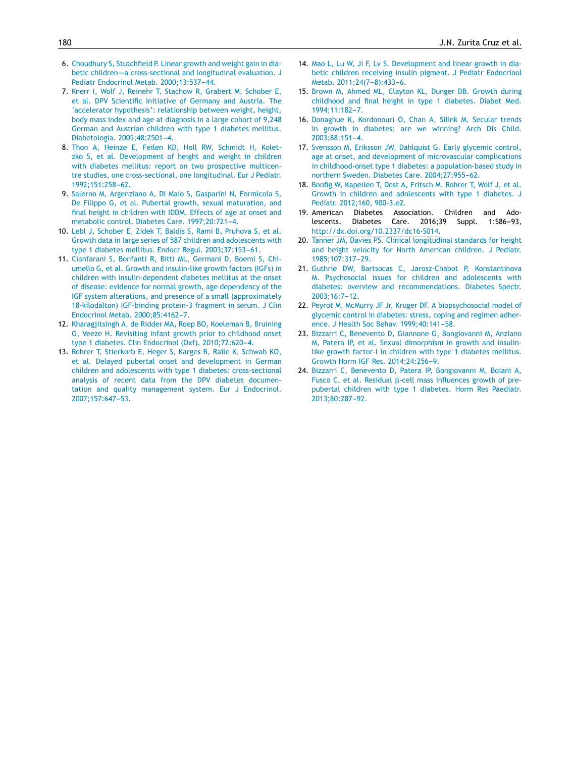6. Choudhury S, Stutchfield P. Linear growth and weight gain in diabetic children—a cross-sectional and longitudinal evaluation. J Pediatr Endocrinol Metab. 2000;13:537–44.
7. Knerr I, Wolf J, Reinehr T, Stachow R, Grabert M, Schober E, et al. DPV Scientific Initiative of Germany and Austria. The 'accelerator hypothesis': relationship between weight, height, body mass index and age at diagnosis in a large cohort of 9,248 German and Austrian children with type 1 diabetes mellitus. Diabetologia. 2005;48:2501–4.
8. Thon A, Heinze E, Feilen KD, Holl RW, Schmidt H, Koletzko S, et al. Development of height and weight in children with diabetes mellitus: report on two prospective multicentre studies, one cross-sectional, one longitudinal. Eur J Pediatr. 1992;151:258–62.
9. Salerno M, Argenziano A, Di Maio S, Gasparini N, Formicola S, De Filippo G, et al. Pubertal growth, sexual maturation, and final height in children with IDDM. Effects of age at onset and metabolic control. Diabetes Care. 1997;20:721–4.
10. Lebl J, Schober E, Zidek T, Baldis S, Rami B, Pruhova S, et al. Growth data in large series of 587 children and adolescents with type 1 diabetes mellitus. Endocr Regul. 2003;37:153–61.
11. Cianfarani S, Bonfanti R, Bitti ML, Germani D, Boemi S, Chiumello G, et al. Growth and insulin-like growth factors (IGFs) in children with insulin-dependent diabetes mellitus at the onset of disease: evidence for normal growth, age dependency of the IGF system alterations, and presence of a small (approximately 18-kilodalton) IGF-binding protein-3 fragment in serum. J Clin Endocrinol Metab. 2000;85:4162–7.
12. Kharagjitsingh A, de Ridder MA, Roep BO, Koeleman B, Bruining G, Veeze H. Revisiting infant growth prior to childhood onset type 1 diabetes. Clin Endocrinol (Oxf). 2010;72:620–4.
13. Rohrer T, Stierkorb E, Heger S, Karges B, Raile K, Schwab KO, et al. Delayed pubertal onset and development in German children and adolescents with type 1 diabetes: cross-sectional analysis of recent data from the DPV diabetes documentation and quality management system. Eur J Endocrinol. 2007;157:647–53.
14. Mao L, Lu W, Ji F, Lv S. Development and linear growth in diabetic children receiving insulin pigment. J Pediatr Endocrinol Metab. 2011;24(7–8):433–6.
15. Brown M, Ahmed ML, Clayton KL, Dunger DB. Growth during childhood and final height in type 1 diabetes. Diabet Med. 1994;11:182–7.
16. Donaghue K, Kordonouri O, Chan A, Silink M. Secular trends in growth in diabetes: are we winning? Arch Dis Child. 2003;88:151–4.
17. Svensson M, Eriksson JW, Dahlquist G. Early glycemic control, age at onset, and development of microvascular complications in childhood-onset type 1 diabetes: a population-based study in northern Sweden. Diabetes Care. 2004;27:955–62.
18. Bonfig W, Kapellen T, Dost A, Fritsch M, Rohrer T, Wolf J, et al. Growth in children and adolescents with type 1 diabetes. J Pediatr. 2012;160, 900-3.e2.
19. American Diabetes Association. Children and Adolescents. Diabetes Care. 2016;39 Suppl. 1:S86–93, http://dx.doi.org/10.2337/dc16-S014.
20. Tanner JM, Davies PS. Clinical longitudinal standards for height and height velocity for North American children. J Pediatr. 1985;107:317–29.
21. Guthrie DW, Bartsocas C, Jarosz-Chabot P, Konstantinova M. Psychosocial issues for children and adolescents with diabetes: overview and recommendations. Diabetes Spectr. 2003;16:7–12.
22. Peyrot M, McMurry JF Jr, Kruger DF. A biopsychosocial model of glycemic control in diabetes: stress, coping and regimen adherence. J Health Soc Behav. 1999;40:141–58.
23. Bizzarri C, Benevento D, Giannone G, Bongiovanni M, Anziano M, Patera IP, et al. Sexual dimorphism in growth and insulin-like growth factor-I in children with type 1 diabetes mellitus. Growth Horm IGF Res. 2014;24:256–9.
24. Bizzarri C, Benevento D, Patera IP, Bongiovanni M, Boiani A, Fusco C, et al. Residual β-cell mass influences growth of prepubertal children with type 1 diabetes. Horm Res Paediatr. 2013;80:287–92.